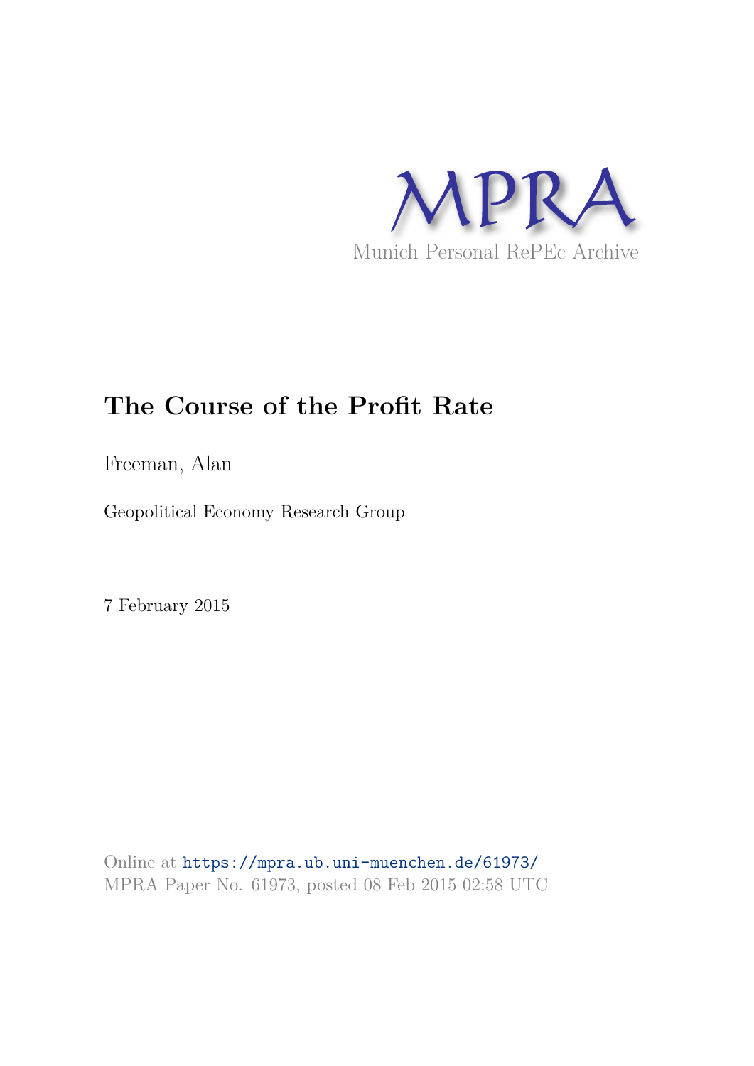MPRA

Munich Personal RePEc Archive

# The Course of the Profit Rate

Freeman, Alan

Geopolitical Economy Research Group

7 February 2015

Online at https://mpra.ub.uni-muenchen.de/61973/
MPRA Paper No. 61973, posted 08 Feb 2015 02:58 UTC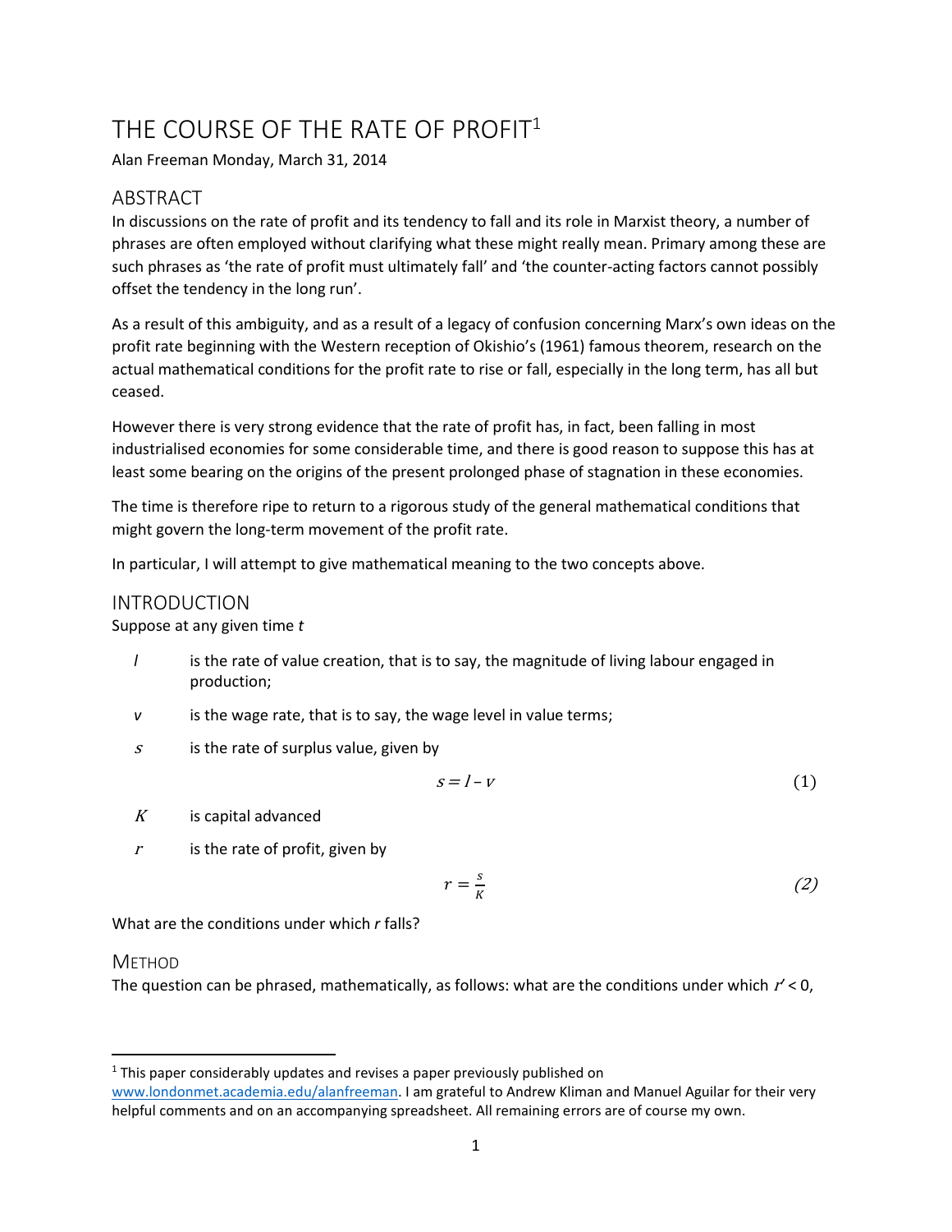# THE COURSE OF THE RATE OF PROFIT[1]

Alan Freeman Monday, March 31, 2014

## ABSTRACT

In discussions on the rate of profit and its tendency to fall and its role in Marxist theory, a number of phrases are often employed without clarifying what these might really mean. Primary among these are such phrases as 'the rate of profit must ultimately fall' and 'the counter-acting factors cannot possibly offset the tendency in the long run'.

As a result of this ambiguity, and as a result of a legacy of confusion concerning Marx's own ideas on the profit rate beginning with the Western reception of Okishio's (1961) famous theorem, research on the actual mathematical conditions for the profit rate to rise or fall, especially in the long term, has all but ceased.

However there is very strong evidence that the rate of profit has, in fact, been falling in most industrialised economies for some considerable time, and there is good reason to suppose this has at least some bearing on the origins of the present prolonged phase of stagnation in these economies.

The time is therefore ripe to return to a rigorous study of the general mathematical conditions that might govern the long-term movement of the profit rate.

In particular, I will attempt to give mathematical meaning to the two concepts above.

## INTRODUCTION

Suppose at any given time $t$

- $l$ is the rate of value creation, that is to say, the magnitude of living labour engaged in production;
- $v$ is the wage rate, that is to say, the wage level in value terms;
- $s$ is the rate of surplus value, given by

$$s = l - v \tag{1}$$

- $K$ is capital advanced
- $r$ is the rate of profit, given by

$$r = \frac{s}{K} \tag{2}$$

What are the conditions under which $r$ falls?

### METHOD

The question can be phrased, mathematically, as follows: what are the conditions under which $r' < 0$,

[1] This paper considerably updates and revises a paper previously published on www.londonmet.academia.edu/alanfreeman. I am grateful to Andrew Kliman and Manuel Aguilar for their very helpful comments and on an accompanying spreadsheet. All remaining errors are of course my own.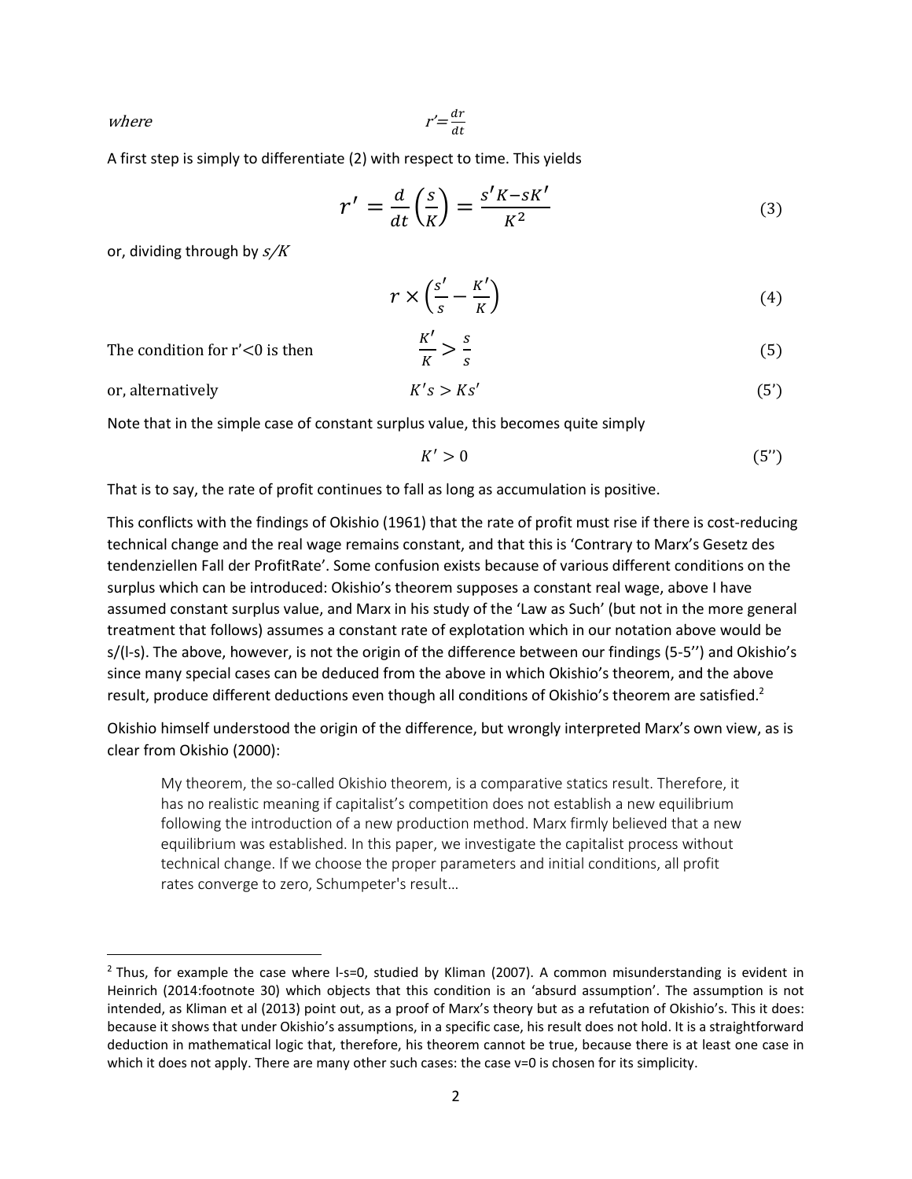*where* $r' = \frac{dr}{dt}$

A first step is simply to differentiate (2) with respect to time. This yields

$$r' = \frac{d}{dt}\left(\frac{s}{K}\right) = \frac{s'K - sK'}{K^2} \tag{3}$$

or, dividing through by $s/K$

$$r \times \left(\frac{s'}{s} - \frac{K'}{K}\right) \tag{4}$$

The condition for $r'<0$ is then

$$\frac{K'}{K} > \frac{s}{s} \tag{5}$$

or, alternatively

$$K's > Ks' \tag{5'}$$

Note that in the simple case of constant surplus value, this becomes quite simply

$$K' > 0 \tag{5''}$$

That is to say, the rate of profit continues to fall as long as accumulation is positive.

This conflicts with the findings of Okishio (1961) that the rate of profit must rise if there is cost-reducing technical change and the real wage remains constant, and that this is 'Contrary to Marx's Gesetz des tendenziellen Fall der ProfitRate'. Some confusion exists because of various different conditions on the surplus which can be introduced: Okishio's theorem supposes a constant real wage, above I have assumed constant surplus value, and Marx in his study of the 'Law as Such' (but not in the more general treatment that follows) assumes a constant rate of explotation which in our notation above would be s/(l-s). The above, however, is not the origin of the difference between our findings (5-5'') and Okishio's since many special cases can be deduced from the above in which Okishio's theorem, and the above result, produce different deductions even though all conditions of Okishio's theorem are satisfied.[2]

Okishio himself understood the origin of the difference, but wrongly interpreted Marx's own view, as is clear from Okishio (2000):

> My theorem, the so-called Okishio theorem, is a comparative statics result. Therefore, it has no realistic meaning if capitalist's competition does not establish a new equilibrium following the introduction of a new production method. Marx firmly believed that a new equilibrium was established. In this paper, we investigate the capitalist process without technical change. If we choose the proper parameters and initial conditions, all profit rates converge to zero, Schumpeter's result…

---

[2] Thus, for example the case where l-s=0, studied by Kliman (2007). A common misunderstanding is evident in Heinrich (2014:footnote 30) which objects that this condition is an 'absurd assumption'. The assumption is not intended, as Kliman et al (2013) point out, as a proof of Marx's theory but as a refutation of Okishio's. This it does: because it shows that under Okishio's assumptions, in a specific case, his result does not hold. It is a straightforward deduction in mathematical logic that, therefore, his theorem cannot be true, because there is at least one case in which it does not apply. There are many other such cases: the case v=0 is chosen for its simplicity.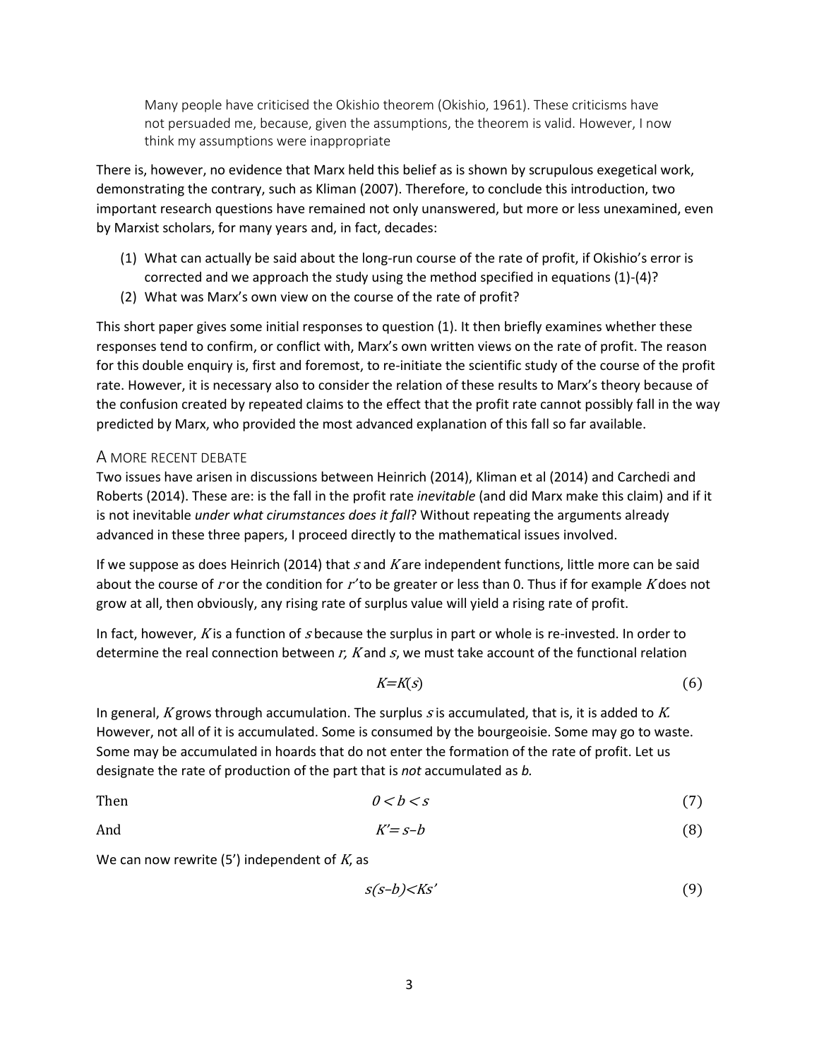> Many people have criticised the Okishio theorem (Okishio, 1961). These criticisms have not persuaded me, because, given the assumptions, the theorem is valid. However, I now think my assumptions were inappropriate

There is, however, no evidence that Marx held this belief as is shown by scrupulous exegetical work, demonstrating the contrary, such as Kliman (2007). Therefore, to conclude this introduction, two important research questions have remained not only unanswered, but more or less unexamined, even by Marxist scholars, for many years and, in fact, decades:

(1) What can actually be said about the long-run course of the rate of profit, if Okishio's error is corrected and we approach the study using the method specified in equations (1)-(4)?
(2) What was Marx's own view on the course of the rate of profit?

This short paper gives some initial responses to question (1). It then briefly examines whether these responses tend to confirm, or conflict with, Marx's own written views on the rate of profit. The reason for this double enquiry is, first and foremost, to re-initiate the scientific study of the course of the profit rate. However, it is necessary also to consider the relation of these results to Marx's theory because of the confusion created by repeated claims to the effect that the profit rate cannot possibly fall in the way predicted by Marx, who provided the most advanced explanation of this fall so far available.

## A MORE RECENT DEBATE

Two issues have arisen in discussions between Heinrich (2014), Kliman et al (2014) and Carchedi and Roberts (2014). These are: is the fall in the profit rate *inevitable* (and did Marx make this claim) and if it is not inevitable *under what cirumstances does it fall*? Without repeating the arguments already advanced in these three papers, I proceed directly to the mathematical issues involved.

If we suppose as does Heinrich (2014) that $s$ and $K$ are independent functions, little more can be said about the course of $r$ or the condition for $r'$ to be greater or less than 0. Thus if for example $K$ does not grow at all, then obviously, any rising rate of surplus value will yield a rising rate of profit.

In fact, however, $K$ is a function of $s$ because the surplus in part or whole is re-invested. In order to determine the real connection between $r$, $K$ and $s$, we must take account of the functional relation

$$K=K(s) \tag{6}$$

In general, $K$ grows through accumulation. The surplus $s$ is accumulated, that is, it is added to $K$. However, not all of it is accumulated. Some is consumed by the bourgeoisie. Some may go to waste. Some may be accumulated in hoards that do not enter the formation of the rate of profit. Let us designate the rate of production of the part that is *not* accumulated as $b$.

Then
$$0 < b < s \tag{7}$$

And
$$K' = s - b \tag{8}$$

We can now rewrite (5') independent of $K$, as

$$s(s-b) < Ks' \tag{9}$$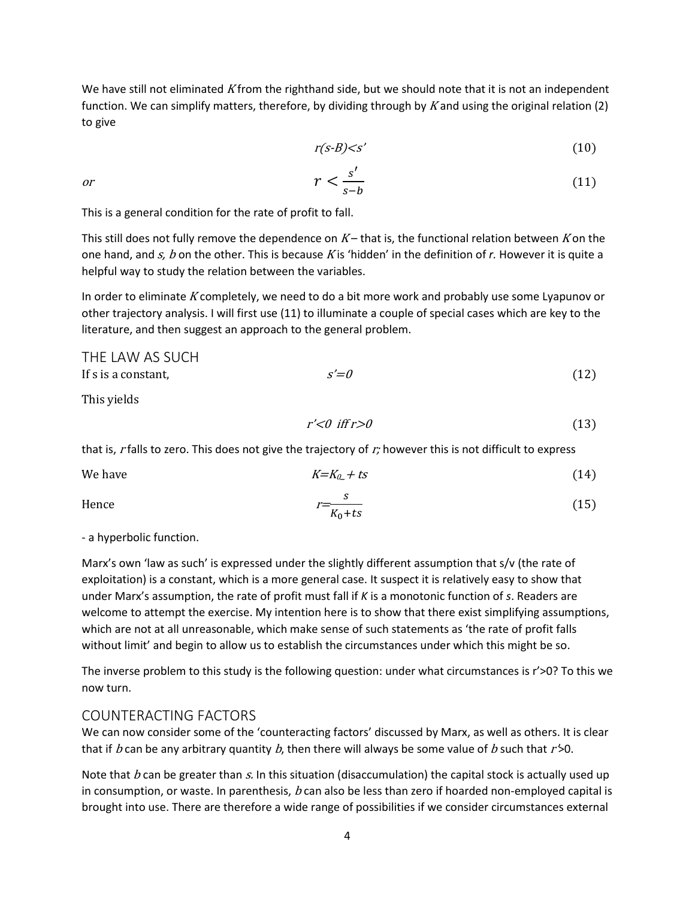We have still not eliminated $K$ from the righthand side, but we should note that it is not an independent function. We can simplify matters, therefore, by dividing through by $K$ and using the original relation (2) to give

$$r(s\text{-}B)<s' \tag{10}$$

*or*

$$r < \frac{s'}{s-b} \tag{11}$$

This is a general condition for the rate of profit to fall.

This still does not fully remove the dependence on $K$ – that is, the functional relation between $K$ on the one hand, and $s$, $b$ on the other. This is because $K$ is 'hidden' in the definition of *r*. However it is quite a helpful way to study the relation between the variables.

In order to eliminate $K$ completely, we need to do a bit more work and probably use some Lyapunov or other trajectory analysis. I will first use (11) to illuminate a couple of special cases which are key to the literature, and then suggest an approach to the general problem.

## THE LAW AS SUCH

If s is a constant,

$$s'=0 \tag{12}$$

This yields

$$r'<0 \text{ iff } r>0 \tag{13}$$

that is, $r$ falls to zero. This does not give the trajectory of $r$; however this is not difficult to express

We have

$$K=K_0 + ts \tag{14}$$

Hence

$$r=\frac{s}{K_0+ts} \tag{15}$$

- a hyperbolic function.

Marx's own 'law as such' is expressed under the slightly different assumption that s/v (the rate of exploitation) is a constant, which is a more general case. It suspect it is relatively easy to show that under Marx's assumption, the rate of profit must fall if *K* is a monotonic function of *s*. Readers are welcome to attempt the exercise. My intention here is to show that there exist simplifying assumptions, which are not at all unreasonable, which make sense of such statements as 'the rate of profit falls without limit' and begin to allow us to establish the circumstances under which this might be so.

The inverse problem to this study is the following question: under what circumstances is r'>0? To this we now turn.

## COUNTERACTING FACTORS

We can now consider some of the 'counteracting factors' discussed by Marx, as well as others. It is clear that if $b$ can be any arbitrary quantity $b$, then there will always be some value of $b$ such that $r'>0$.

Note that $b$ can be greater than $s$. In this situation (disaccumulation) the capital stock is actually used up in consumption, or waste. In parenthesis, $b$ can also be less than zero if hoarded non-employed capital is brought into use. There are therefore a wide range of possibilities if we consider circumstances external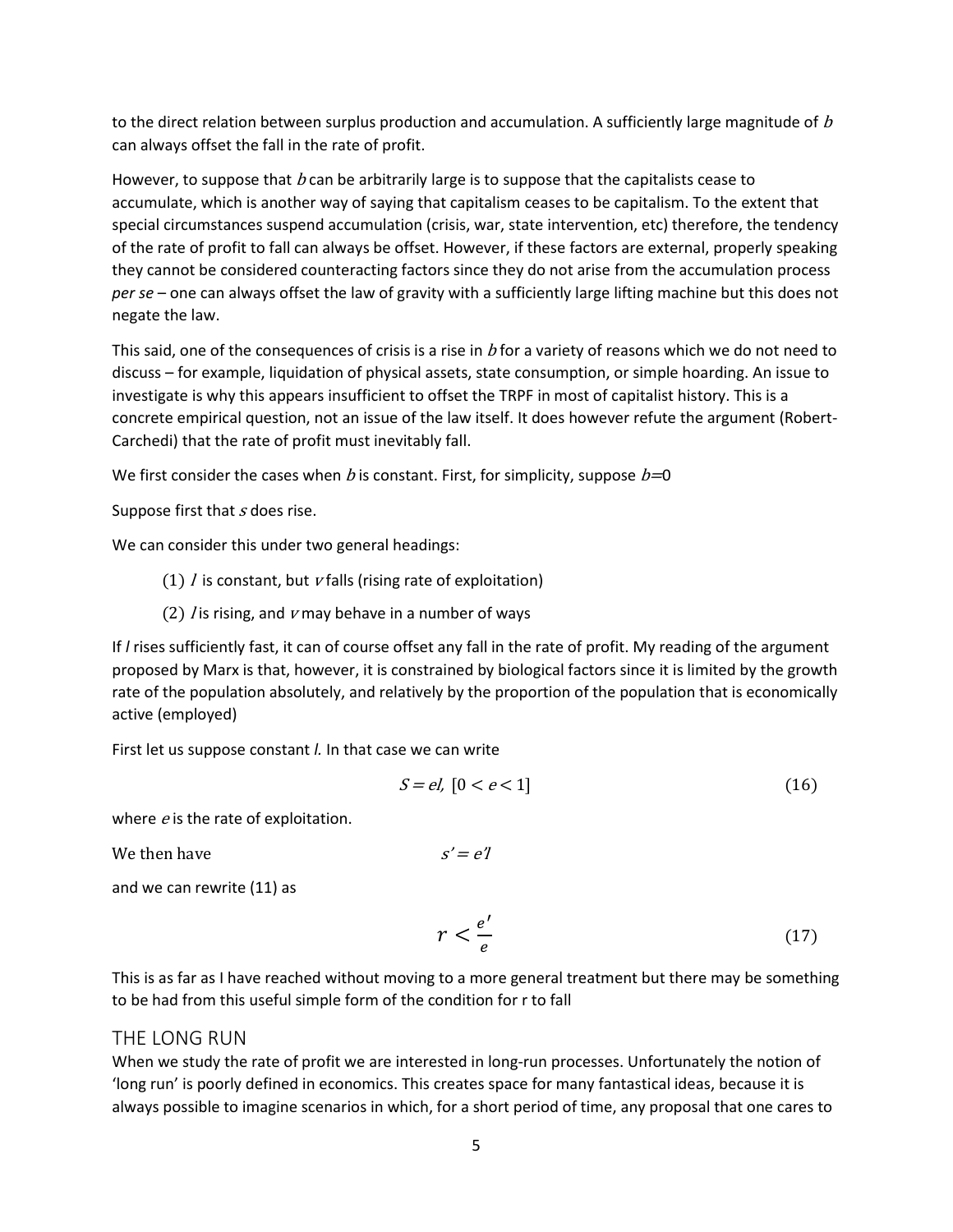to the direct relation between surplus production and accumulation. A sufficiently large magnitude of $b$ can always offset the fall in the rate of profit.

However, to suppose that $b$ can be arbitrarily large is to suppose that the capitalists cease to accumulate, which is another way of saying that capitalism ceases to be capitalism. To the extent that special circumstances suspend accumulation (crisis, war, state intervention, etc) therefore, the tendency of the rate of profit to fall can always be offset. However, if these factors are external, properly speaking they cannot be considered counteracting factors since they do not arise from the accumulation process *per se* – one can always offset the law of gravity with a sufficiently large lifting machine but this does not negate the law.

This said, one of the consequences of crisis is a rise in $b$ for a variety of reasons which we do not need to discuss – for example, liquidation of physical assets, state consumption, or simple hoarding. An issue to investigate is why this appears insufficient to offset the TRPF in most of capitalist history. This is a concrete empirical question, not an issue of the law itself. It does however refute the argument (Robert-Carchedi) that the rate of profit must inevitably fall.

We first consider the cases when $b$ is constant. First, for simplicity, suppose $b$=0

Suppose first that $s$ does rise.

We can consider this under two general headings:

(1) $l$ is constant, but $v$ falls (rising rate of exploitation)

(2) $l$ is rising, and $v$ may behave in a number of ways

If $l$ rises sufficiently fast, it can of course offset any fall in the rate of profit. My reading of the argument proposed by Marx is that, however, it is constrained by biological factors since it is limited by the growth rate of the population absolutely, and relatively by the proportion of the population that is economically active (employed)

First let us suppose constant $l$. In that case we can write

$$S = el,\ [0 < e < 1] \tag{16}$$

where $e$ is the rate of exploitation.

We then have $$s' = e'l$$

and we can rewrite (11) as

$$r < \frac{e'}{e} \tag{17}$$

This is as far as I have reached without moving to a more general treatment but there may be something to be had from this useful simple form of the condition for r to fall

## THE LONG RUN

When we study the rate of profit we are interested in long-run processes. Unfortunately the notion of 'long run' is poorly defined in economics. This creates space for many fantastical ideas, because it is always possible to imagine scenarios in which, for a short period of time, any proposal that one cares to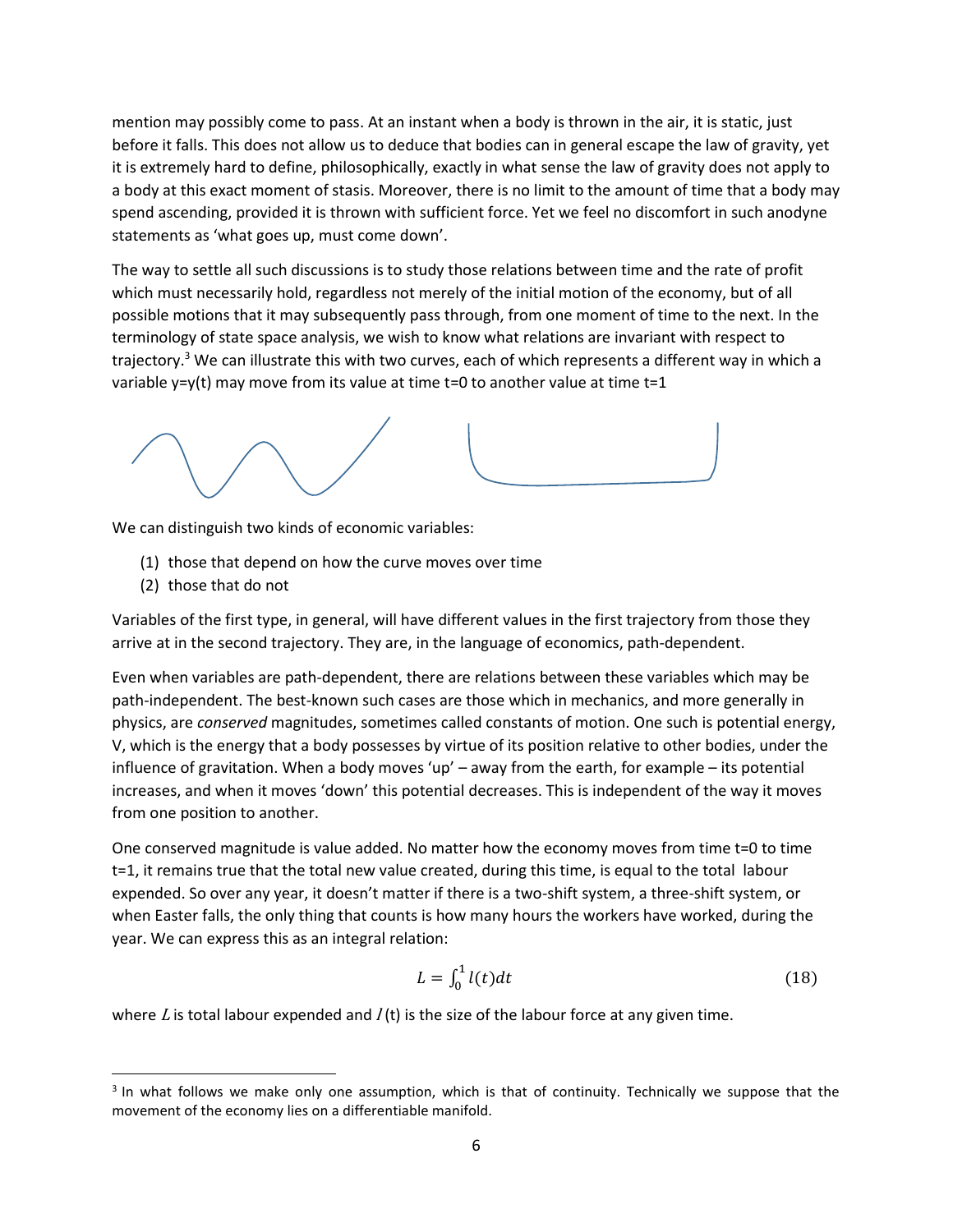mention may possibly come to pass. At an instant when a body is thrown in the air, it is static, just before it falls. This does not allow us to deduce that bodies can in general escape the law of gravity, yet it is extremely hard to define, philosophically, exactly in what sense the law of gravity does not apply to a body at this exact moment of stasis. Moreover, there is no limit to the amount of time that a body may spend ascending, provided it is thrown with sufficient force. Yet we feel no discomfort in such anodyne statements as 'what goes up, must come down'.

The way to settle all such discussions is to study those relations between time and the rate of profit which must necessarily hold, regardless not merely of the initial motion of the economy, but of all possible motions that it may subsequently pass through, from one moment of time to the next. In the terminology of state space analysis, we wish to know what relations are invariant with respect to trajectory.[3] We can illustrate this with two curves, each of which represents a different way in which a variable y=y(t) may move from its value at time t=0 to another value at time t=1

We can distinguish two kinds of economic variables:

(1) those that depend on how the curve moves over time
(2) those that do not

Variables of the first type, in general, will have different values in the first trajectory from those they arrive at in the second trajectory. They are, in the language of economics, path-dependent.

Even when variables are path-dependent, there are relations between these variables which may be path-independent. The best-known such cases are those which in mechanics, and more generally in physics, are *conserved* magnitudes, sometimes called constants of motion. One such is potential energy, V, which is the energy that a body possesses by virtue of its position relative to other bodies, under the influence of gravitation. When a body moves 'up' – away from the earth, for example – its potential increases, and when it moves 'down' this potential decreases. This is independent of the way it moves from one position to another.

One conserved magnitude is value added. No matter how the economy moves from time t=0 to time t=1, it remains true that the total new value created, during this time, is equal to the total labour expended. So over any year, it doesn't matter if there is a two-shift system, a three-shift system, or when Easter falls, the only thing that counts is how many hours the workers have worked, during the year. We can express this as an integral relation:

$$L = \int_0^1 l(t)dt \tag{18}$$

where $L$ is total labour expended and $l(t)$ is the size of the labour force at any given time.

[3] In what follows we make only one assumption, which is that of continuity. Technically we suppose that the movement of the economy lies on a differentiable manifold.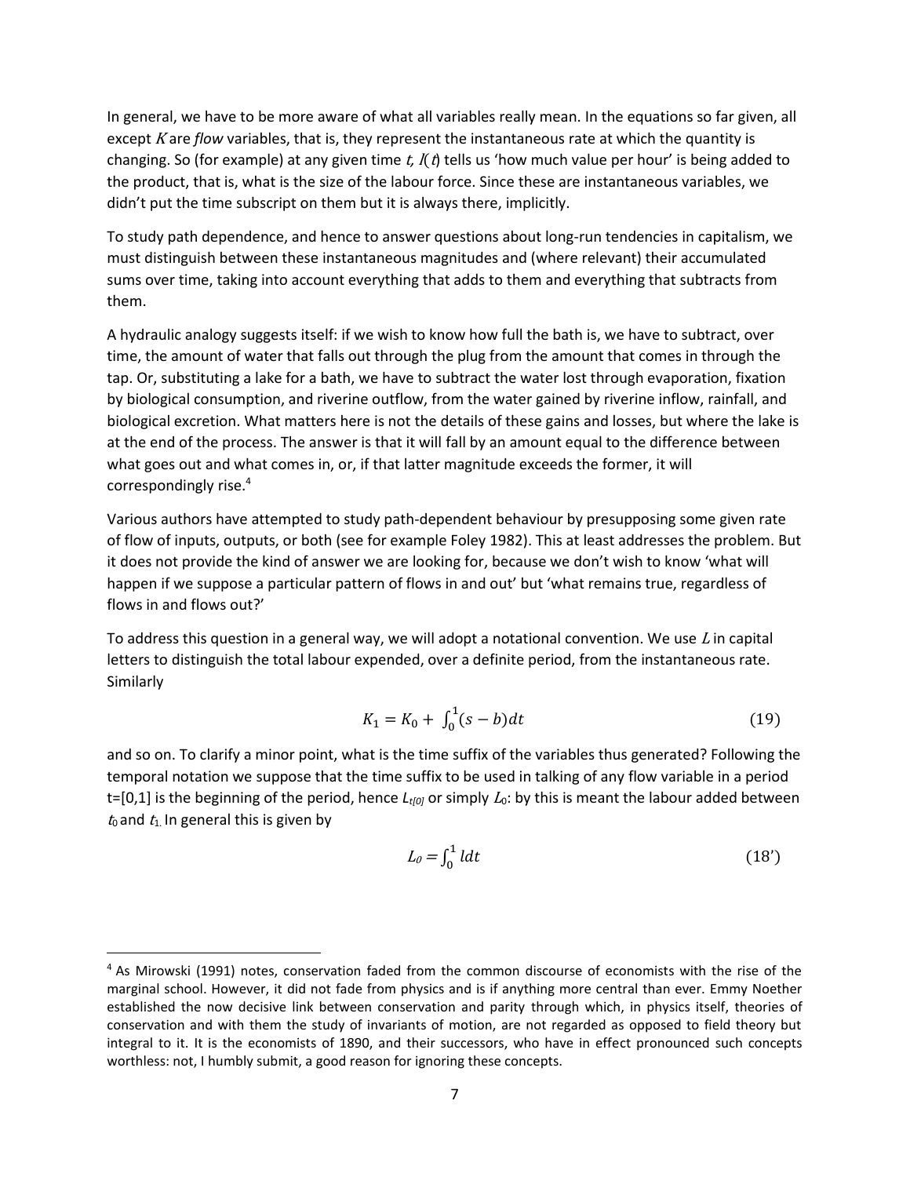In general, we have to be more aware of what all variables really mean. In the equations so far given, all except $K$ are *flow* variables, that is, they represent the instantaneous rate at which the quantity is changing. So (for example) at any given time $t$, $l(t)$ tells us 'how much value per hour' is being added to the product, that is, what is the size of the labour force. Since these are instantaneous variables, we didn't put the time subscript on them but it is always there, implicitly.

To study path dependence, and hence to answer questions about long-run tendencies in capitalism, we must distinguish between these instantaneous magnitudes and (where relevant) their accumulated sums over time, taking into account everything that adds to them and everything that subtracts from them.

A hydraulic analogy suggests itself: if we wish to know how full the bath is, we have to subtract, over time, the amount of water that falls out through the plug from the amount that comes in through the tap. Or, substituting a lake for a bath, we have to subtract the water lost through evaporation, fixation by biological consumption, and riverine outflow, from the water gained by riverine inflow, rainfall, and biological excretion. What matters here is not the details of these gains and losses, but where the lake is at the end of the process. The answer is that it will fall by an amount equal to the difference between what goes out and what comes in, or, if that latter magnitude exceeds the former, it will correspondingly rise.[4]

Various authors have attempted to study path-dependent behaviour by presupposing some given rate of flow of inputs, outputs, or both (see for example Foley 1982). This at least addresses the problem. But it does not provide the kind of answer we are looking for, because we don't wish to know 'what will happen if we suppose a particular pattern of flows in and out' but 'what remains true, regardless of flows in and flows out?'

To address this question in a general way, we will adopt a notational convention. We use $L$ in capital letters to distinguish the total labour expended, over a definite period, from the instantaneous rate. Similarly

$$K_1 = K_0 + \int_0^1 (s - b)dt \tag{19}$$

and so on. To clarify a minor point, what is the time suffix of the variables thus generated? Following the temporal notation we suppose that the time suffix to be used in talking of any flow variable in a period t=[0,1] is the beginning of the period, hence $L_{t[0]}$ or simply $L_0$: by this is meant the labour added between $t_0$ and $t_1$. In general this is given by

$$L_0 = \int_0^1 l dt \tag{18'}$$

---

[4] As Mirowski (1991) notes, conservation faded from the common discourse of economists with the rise of the marginal school. However, it did not fade from physics and is if anything more central than ever. Emmy Noether established the now decisive link between conservation and parity through which, in physics itself, theories of conservation and with them the study of invariants of motion, are not regarded as opposed to field theory but integral to it. It is the economists of 1890, and their successors, who have in effect pronounced such concepts worthless: not, I humbly submit, a good reason for ignoring these concepts.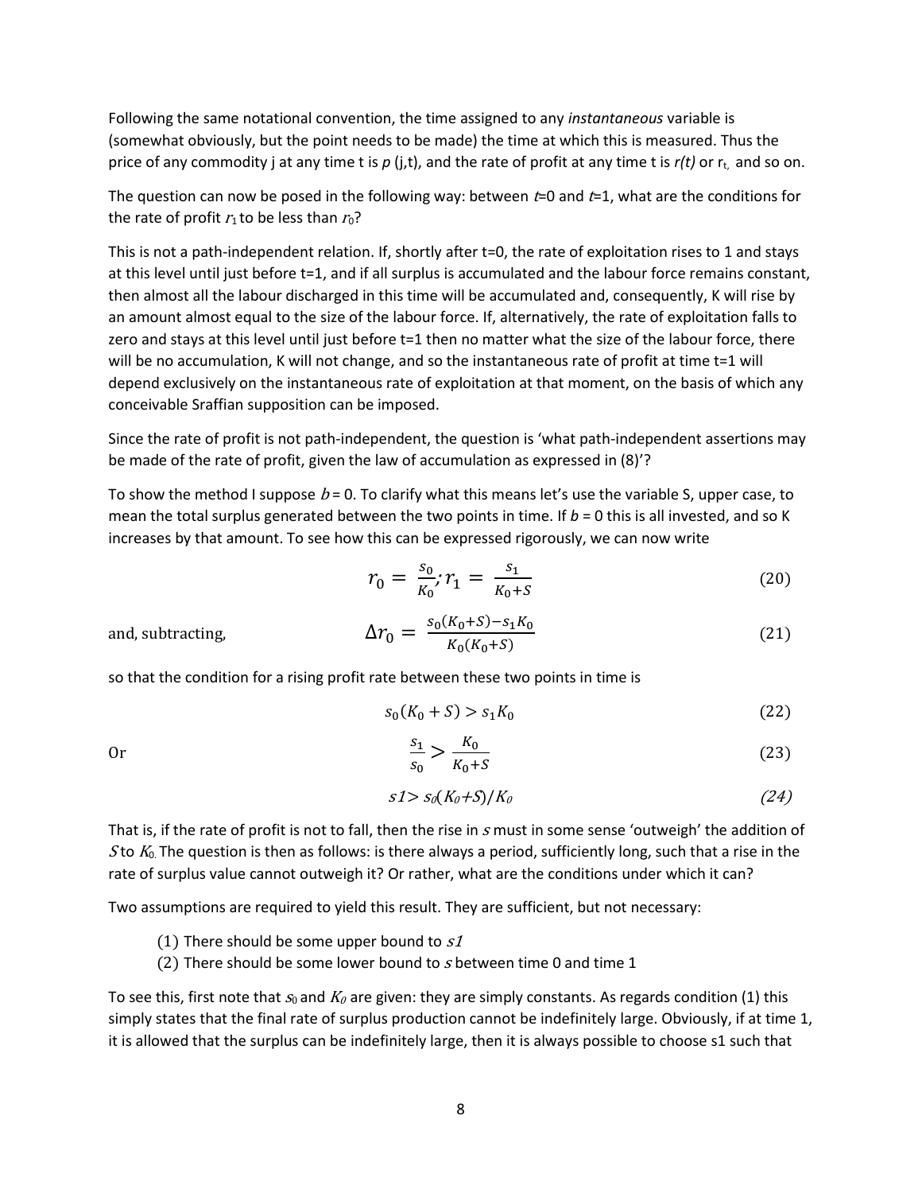Following the same notational convention, the time assigned to any *instantaneous* variable is (somewhat obviously, but the point needs to be made) the time at which this is measured. Thus the price of any commodity j at any time t is *p* (j,t), and the rate of profit at any time t is *r(t)* or $r_t$, and so on.

The question can now be posed in the following way: between $t$=0 and $t$=1, what are the conditions for the rate of profit $r_1$ to be less than $r_0$?

This is not a path-independent relation. If, shortly after t=0, the rate of exploitation rises to 1 and stays at this level until just before t=1, and if all surplus is accumulated and the labour force remains constant, then almost all the labour discharged in this time will be accumulated and, consequently, K will rise by an amount almost equal to the size of the labour force. If, alternatively, the rate of exploitation falls to zero and stays at this level until just before t=1 then no matter what the size of the labour force, there will be no accumulation, K will not change, and so the instantaneous rate of profit at time t=1 will depend exclusively on the instantaneous rate of exploitation at that moment, on the basis of which any conceivable Sraffian supposition can be imposed.

Since the rate of profit is not path-independent, the question is 'what path-independent assertions may be made of the rate of profit, given the law of accumulation as expressed in (8)'?

To show the method I suppose $b$ = 0. To clarify what this means let's use the variable S, upper case, to mean the total surplus generated between the two points in time. If $b$ = 0 this is all invested, and so K increases by that amount. To see how this can be expressed rigorously, we can now write

$$r_0 = \frac{s_0}{K_0}; r_1 = \frac{s_1}{K_0+S} \tag{20}$$

and, subtracting,

$$\Delta r_0 = \frac{s_0(K_0+S)-s_1K_0}{K_0(K_0+S)} \tag{21}$$

so that the condition for a rising profit rate between these two points in time is

$$s_0(K_0+S) > s_1K_0 \tag{22}$$

Or

$$\frac{s_1}{s_0} > \frac{K_0}{K_0+S} \tag{23}$$

$$s1 > s_0(K_0+S)/K_0 \tag{24}$$

That is, if the rate of profit is not to fall, then the rise in $s$ must in some sense 'outweigh' the addition of $S$ to $K_0$. The question is then as follows: is there always a period, sufficiently long, such that a rise in the rate of surplus value cannot outweigh it? Or rather, what are the conditions under which it can?

Two assumptions are required to yield this result. They are sufficient, but not necessary:

(1) There should be some upper bound to $s1$
(2) There should be some lower bound to $s$ between time 0 and time 1

To see this, first note that $s_0$ and $K_0$ are given: they are simply constants. As regards condition (1) this simply states that the final rate of surplus production cannot be indefinitely large. Obviously, if at time 1, it is allowed that the surplus can be indefinitely large, then it is always possible to choose s1 such that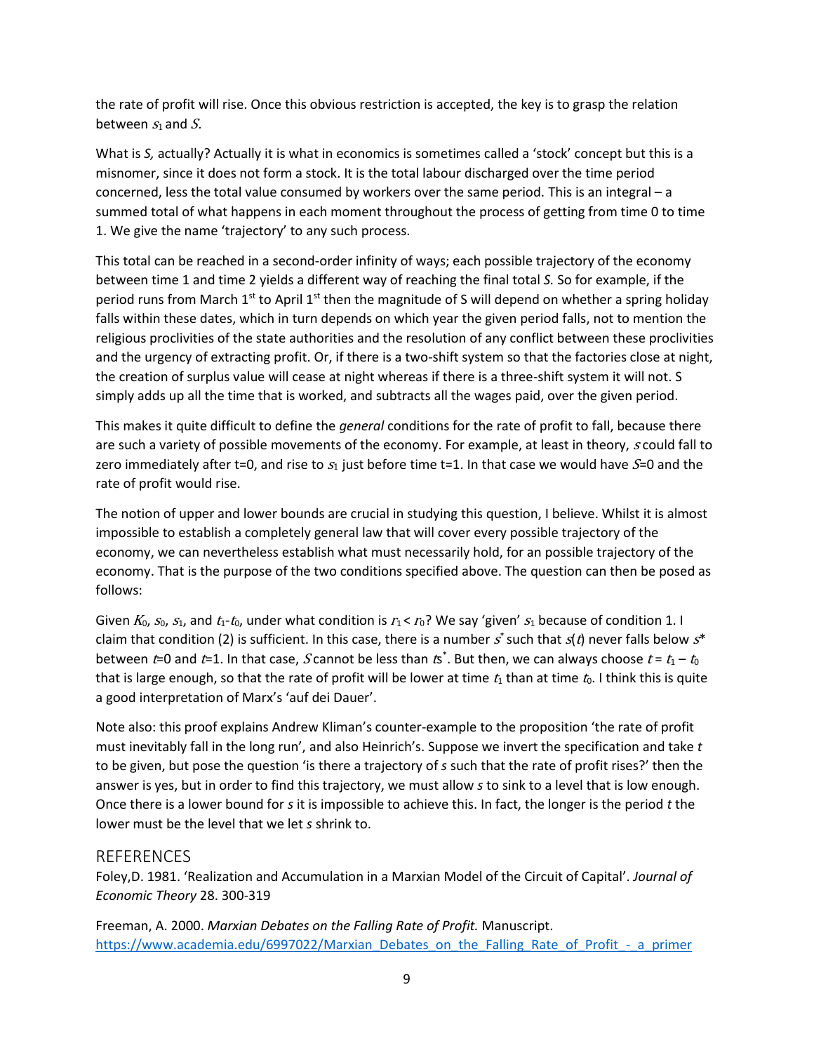the rate of profit will rise. Once this obvious restriction is accepted, the key is to grasp the relation between $s_1$ and $S$.

What is *S,* actually? Actually it is what in economics is sometimes called a 'stock' concept but this is a misnomer, since it does not form a stock. It is the total labour discharged over the time period concerned, less the total value consumed by workers over the same period. This is an integral – a summed total of what happens in each moment throughout the process of getting from time 0 to time 1. We give the name 'trajectory' to any such process.

This total can be reached in a second-order infinity of ways; each possible trajectory of the economy between time 1 and time 2 yields a different way of reaching the final total *S.* So for example, if the period runs from March 1st to April 1st then the magnitude of S will depend on whether a spring holiday falls within these dates, which in turn depends on which year the given period falls, not to mention the religious proclivities of the state authorities and the resolution of any conflict between these proclivities and the urgency of extracting profit. Or, if there is a two-shift system so that the factories close at night, the creation of surplus value will cease at night whereas if there is a three-shift system it will not. S simply adds up all the time that is worked, and subtracts all the wages paid, over the given period.

This makes it quite difficult to define the *general* conditions for the rate of profit to fall, because there are such a variety of possible movements of the economy. For example, at least in theory, $s$ could fall to zero immediately after t=0, and rise to $s_1$ just before time t=1. In that case we would have $S$=0 and the rate of profit would rise.

The notion of upper and lower bounds are crucial in studying this question, I believe. Whilst it is almost impossible to establish a completely general law that will cover every possible trajectory of the economy, we can nevertheless establish what must necessarily hold, for an possible trajectory of the economy. That is the purpose of the two conditions specified above. The question can then be posed as follows:

Given $K_0$, $s_0$, $s_1$, and $t_1$-$t_0$, under what condition is $r_1 < r_0$? We say 'given' $s_1$ because of condition 1. I claim that condition (2) is sufficient. In this case, there is a number $s^*$ such that $s(t)$ never falls below $s^*$ between $t$=0 and $t$=1. In that case, $S$ cannot be less than $ts^*$. But then, we can always choose $t = t_1 - t_0$ that is large enough, so that the rate of profit will be lower at time $t_1$ than at time $t_0$. I think this is quite a good interpretation of Marx's 'auf dei Dauer'.

Note also: this proof explains Andrew Kliman's counter-example to the proposition 'the rate of profit must inevitably fall in the long run', and also Heinrich's. Suppose we invert the specification and take *t* to be given, but pose the question 'is there a trajectory of *s* such that the rate of profit rises?' then the answer is yes, but in order to find this trajectory, we must allow *s* to sink to a level that is low enough. Once there is a lower bound for *s* it is impossible to achieve this. In fact, the longer is the period *t* the lower must be the level that we let *s* shrink to.

## REFERENCES

Foley,D. 1981. 'Realization and Accumulation in a Marxian Model of the Circuit of Capital'. *Journal of Economic Theory* 28. 300-319

Freeman, A. 2000. *Marxian Debates on the Falling Rate of Profit.* Manuscript. https://www.academia.edu/6997022/Marxian_Debates_on_the_Falling_Rate_of_Profit_-_a_primer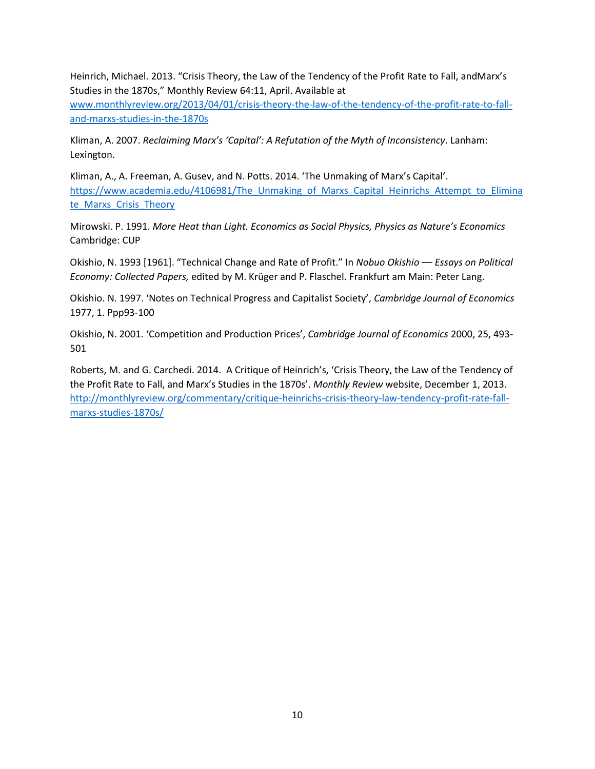Heinrich, Michael. 2013. "Crisis Theory, the Law of the Tendency of the Profit Rate to Fall, andMarx's Studies in the 1870s," Monthly Review 64:11, April. Available at www.monthlyreview.org/2013/04/01/crisis-theory-the-law-of-the-tendency-of-the-profit-rate-to-fall-and-marxs-studies-in-the-1870s

Kliman, A. 2007. *Reclaiming Marx's 'Capital': A Refutation of the Myth of Inconsistency*. Lanham: Lexington.

Kliman, A., A. Freeman, A. Gusev, and N. Potts. 2014. 'The Unmaking of Marx's Capital'. https://www.academia.edu/4106981/The_Unmaking_of_Marxs_Capital_Heinrichs_Attempt_to_Eliminate_Marxs_Crisis_Theory

Mirowski. P. 1991. *More Heat than Light. Economics as Social Physics, Physics as Nature's Economics* Cambridge: CUP

Okishio, N. 1993 [1961]. "Technical Change and Rate of Profit." In *Nobuo Okishio –– Essays on Political Economy: Collected Papers,* edited by M. Krüger and P. Flaschel. Frankfurt am Main: Peter Lang.

Okishio. N. 1997. 'Notes on Technical Progress and Capitalist Society', *Cambridge Journal of Economics* 1977, 1. Ppp93-100

Okishio, N. 2001. 'Competition and Production Prices', *Cambridge Journal of Economics* 2000, 25, 493-501

Roberts, M. and G. Carchedi. 2014. A Critique of Heinrich's, 'Crisis Theory, the Law of the Tendency of the Profit Rate to Fall, and Marx's Studies in the 1870s'. *Monthly Review* website, December 1, 2013. http://monthlyreview.org/commentary/critique-heinrichs-crisis-theory-law-tendency-profit-rate-fall-marxs-studies-1870s/